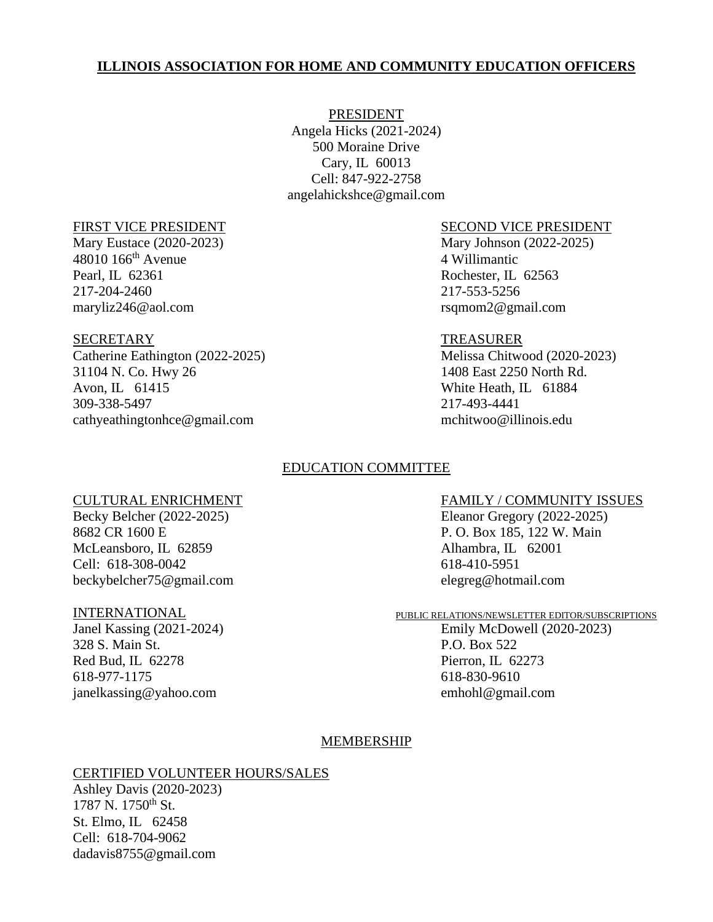# ILLINOIS ASSOCIATION FOR HOME AND COMMUNITY EDUCATION OFFICERS

### PRESIDENT

Angela Hicks (2021-2024)
500 Moraine Drive
Cary, IL 60013
Cell: 847-922-2758
angelahickshce@gmail.com

### FIRST VICE PRESIDENT

Mary Eustace (2020-2023)
48010 166th Avenue
Pearl, IL 62361
217-204-2460
maryliz246@aol.com

### SECOND VICE PRESIDENT

Mary Johnson (2022-2025)
4 Willimantic
Rochester, IL 62563
217-553-5256
rsqmom2@gmail.com

### SECRETARY

Catherine Eathington (2022-2025)
31104 N. Co. Hwy 26
Avon, IL 61415
309-338-5497
cathyeathingtonhce@gmail.com

### TREASURER

Melissa Chitwood (2020-2023)
1408 East 2250 North Rd.
White Heath, IL 61884
217-493-4441
mchitwoo@illinois.edu

## EDUCATION COMMITTEE

### CULTURAL ENRICHMENT

Becky Belcher (2022-2025)
8682 CR 1600 E
McLeansboro, IL 62859
Cell: 618-308-0042
beckybelcher75@gmail.com

### FAMILY / COMMUNITY ISSUES

Eleanor Gregory (2022-2025)
P. O. Box 185, 122 W. Main
Alhambra, IL 62001
618-410-5951
elegreg@hotmail.com

### INTERNATIONAL

Janel Kassing (2021-2024)
328 S. Main St.
Red Bud, IL 62278
618-977-1175
janelkassing@yahoo.com

### PUBLIC RELATIONS/NEWSLETTER EDITOR/SUBSCRIPTIONS

Emily McDowell (2020-2023)
P.O. Box 522
Pierron, IL 62273
618-830-9610
emhohl@gmail.com

## MEMBERSHIP

### CERTIFIED VOLUNTEER HOURS/SALES

Ashley Davis (2020-2023)
1787 N. 1750th St.
St. Elmo, IL 62458
Cell: 618-704-9062
dadavis8755@gmail.com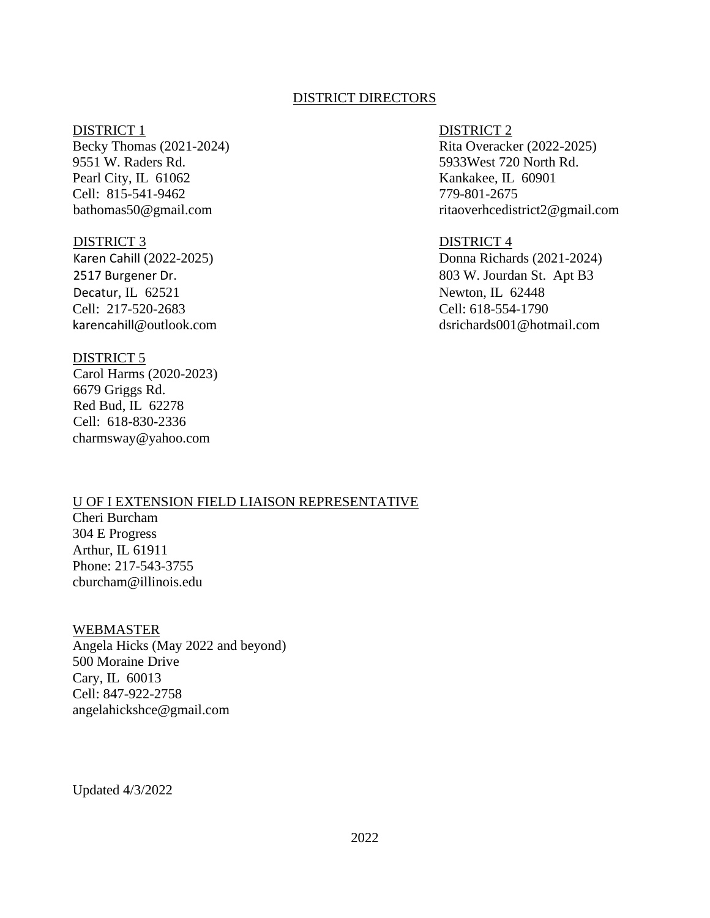## DISTRICT DIRECTORS

### DISTRICT 1

Becky Thomas (2021-2024)
9551 W. Raders Rd.
Pearl City, IL 61062
Cell: 815-541-9462
bathomas50@gmail.com

### DISTRICT 2

Rita Overacker (2022-2025)
5933West 720 North Rd.
Kankakee, IL 60901
779-801-2675
ritaoverhcedistrict2@gmail.com

### DISTRICT 3

Karen Cahill (2022-2025)
2517 Burgener Dr.
Decatur, IL 62521
Cell: 217-520-2683
karencahill@outlook.com

### DISTRICT 4

Donna Richards (2021-2024)
803 W. Jourdan St. Apt B3
Newton, IL 62448
Cell: 618-554-1790
dsrichards001@hotmail.com

### DISTRICT 5

Carol Harms (2020-2023)
6679 Griggs Rd.
Red Bud, IL 62278
Cell: 618-830-2336
charmsway@yahoo.com

## U OF I EXTENSION FIELD LIAISON REPRESENTATIVE

Cheri Burcham
304 E Progress
Arthur, IL 61911
Phone: 217-543-3755
cburcham@illinois.edu

## WEBMASTER

Angela Hicks (May 2022 and beyond)
500 Moraine Drive
Cary, IL 60013
Cell: 847-922-2758
angelahickshce@gmail.com

Updated 4/3/2022

2022